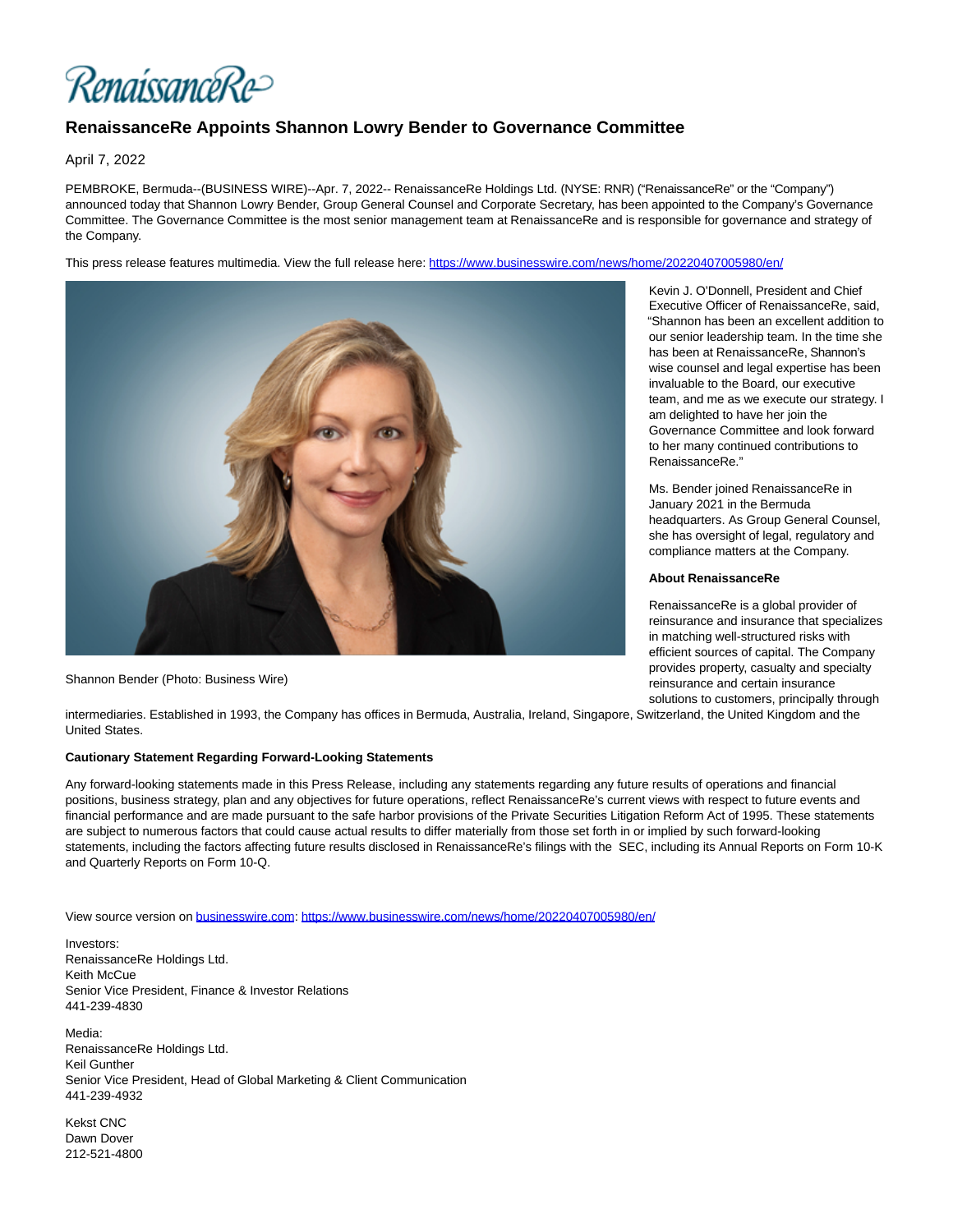RenaissanceRe

# RenaissanceRe Appoints Shannon Lowry Bender to Governance Committee

April 7, 2022

PEMBROKE, Bermuda--(BUSINESS WIRE)--Apr. 7, 2022-- RenaissanceRe Holdings Ltd. (NYSE: RNR) ("RenaissanceRe" or the "Company") announced today that Shannon Lowry Bender, Group General Counsel and Corporate Secretary, has been appointed to the Company's Governance Committee. The Governance Committee is the most senior management team at RenaissanceRe and is responsible for governance and strategy of the Company.

This press release features multimedia. View the full release here: https://www.businesswire.com/news/home/20220407005980/en/

Shannon Bender (Photo: Business Wire)

Kevin J. O'Donnell, President and Chief Executive Officer of RenaissanceRe, said, "Shannon has been an excellent addition to our senior leadership team. In the time she has been at RenaissanceRe, Shannon's wise counsel and legal expertise has been invaluable to the Board, our executive team, and me as we execute our strategy. I am delighted to have her join the Governance Committee and look forward to her many continued contributions to RenaissanceRe."

Ms. Bender joined RenaissanceRe in January 2021 in the Bermuda headquarters. As Group General Counsel, she has oversight of legal, regulatory and compliance matters at the Company.

**About RenaissanceRe**

RenaissanceRe is a global provider of reinsurance and insurance that specializes in matching well-structured risks with efficient sources of capital. The Company provides property, casualty and specialty reinsurance and certain insurance solutions to customers, principally through intermediaries. Established in 1993, the Company has offices in Bermuda, Australia, Ireland, Singapore, Switzerland, the United Kingdom and the United States.

**Cautionary Statement Regarding Forward-Looking Statements**

Any forward-looking statements made in this Press Release, including any statements regarding any future results of operations and financial positions, business strategy, plan and any objectives for future operations, reflect RenaissanceRe's current views with respect to future events and financial performance and are made pursuant to the safe harbor provisions of the Private Securities Litigation Reform Act of 1995. These statements are subject to numerous factors that could cause actual results to differ materially from those set forth in or implied by such forward-looking statements, including the factors affecting future results disclosed in RenaissanceRe's filings with the SEC, including its Annual Reports on Form 10-K and Quarterly Reports on Form 10-Q.

View source version on businesswire.com: https://www.businesswire.com/news/home/20220407005980/en/

Investors:
RenaissanceRe Holdings Ltd.
Keith McCue
Senior Vice President, Finance & Investor Relations
441-239-4830

Media:
RenaissanceRe Holdings Ltd.
Keil Gunther
Senior Vice President, Head of Global Marketing & Client Communication
441-239-4932

Kekst CNC
Dawn Dover
212-521-4800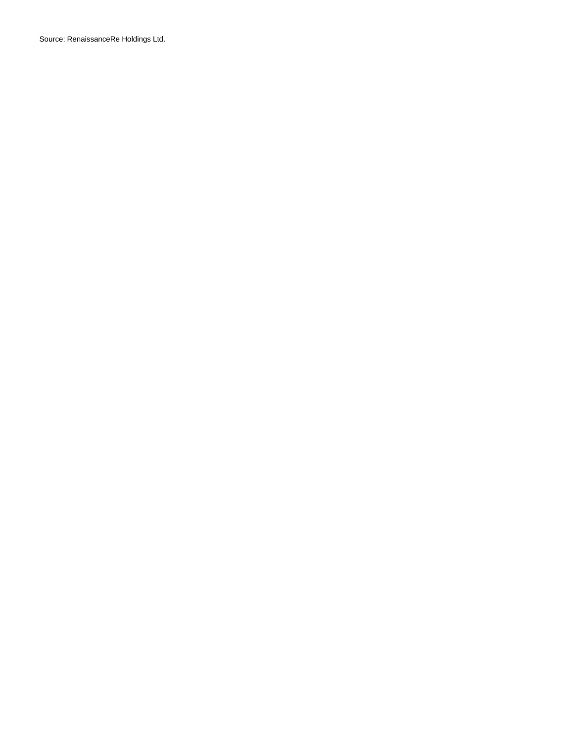Source: RenaissanceRe Holdings Ltd.